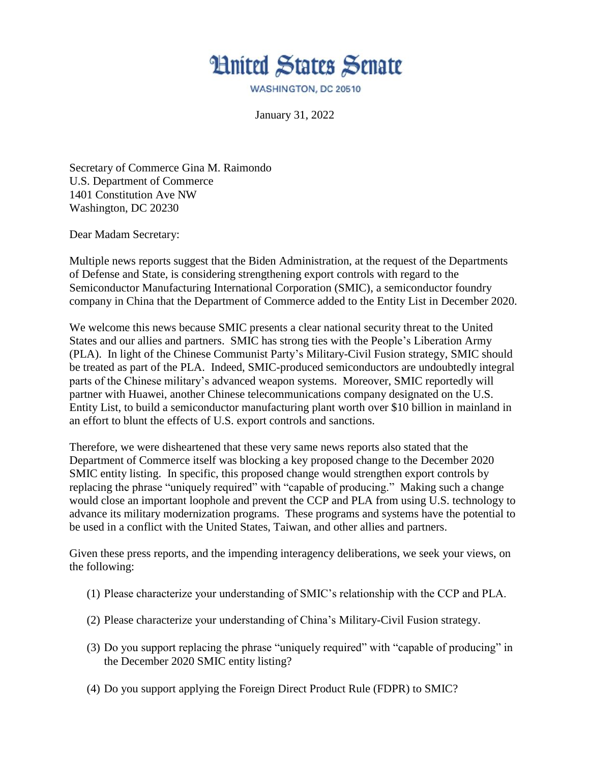# United States Senate

WASHINGTON, DC 20510

January 31, 2022

Secretary of Commerce Gina M. Raimondo
U.S. Department of Commerce
1401 Constitution Ave NW
Washington, DC 20230

Dear Madam Secretary:

Multiple news reports suggest that the Biden Administration, at the request of the Departments of Defense and State, is considering strengthening export controls with regard to the Semiconductor Manufacturing International Corporation (SMIC), a semiconductor foundry company in China that the Department of Commerce added to the Entity List in December 2020.

We welcome this news because SMIC presents a clear national security threat to the United States and our allies and partners. SMIC has strong ties with the People's Liberation Army (PLA). In light of the Chinese Communist Party's Military-Civil Fusion strategy, SMIC should be treated as part of the PLA. Indeed, SMIC-produced semiconductors are undoubtedly integral parts of the Chinese military's advanced weapon systems. Moreover, SMIC reportedly will partner with Huawei, another Chinese telecommunications company designated on the U.S. Entity List, to build a semiconductor manufacturing plant worth over $10 billion in mainland in an effort to blunt the effects of U.S. export controls and sanctions.

Therefore, we were disheartened that these very same news reports also stated that the Department of Commerce itself was blocking a key proposed change to the December 2020 SMIC entity listing. In specific, this proposed change would strengthen export controls by replacing the phrase "uniquely required" with "capable of producing." Making such a change would close an important loophole and prevent the CCP and PLA from using U.S. technology to advance its military modernization programs. These programs and systems have the potential to be used in a conflict with the United States, Taiwan, and other allies and partners.

Given these press reports, and the impending interagency deliberations, we seek your views, on the following:

(1) Please characterize your understanding of SMIC's relationship with the CCP and PLA.

(2) Please characterize your understanding of China's Military-Civil Fusion strategy.

(3) Do you support replacing the phrase "uniquely required" with "capable of producing" in the December 2020 SMIC entity listing?

(4) Do you support applying the Foreign Direct Product Rule (FDPR) to SMIC?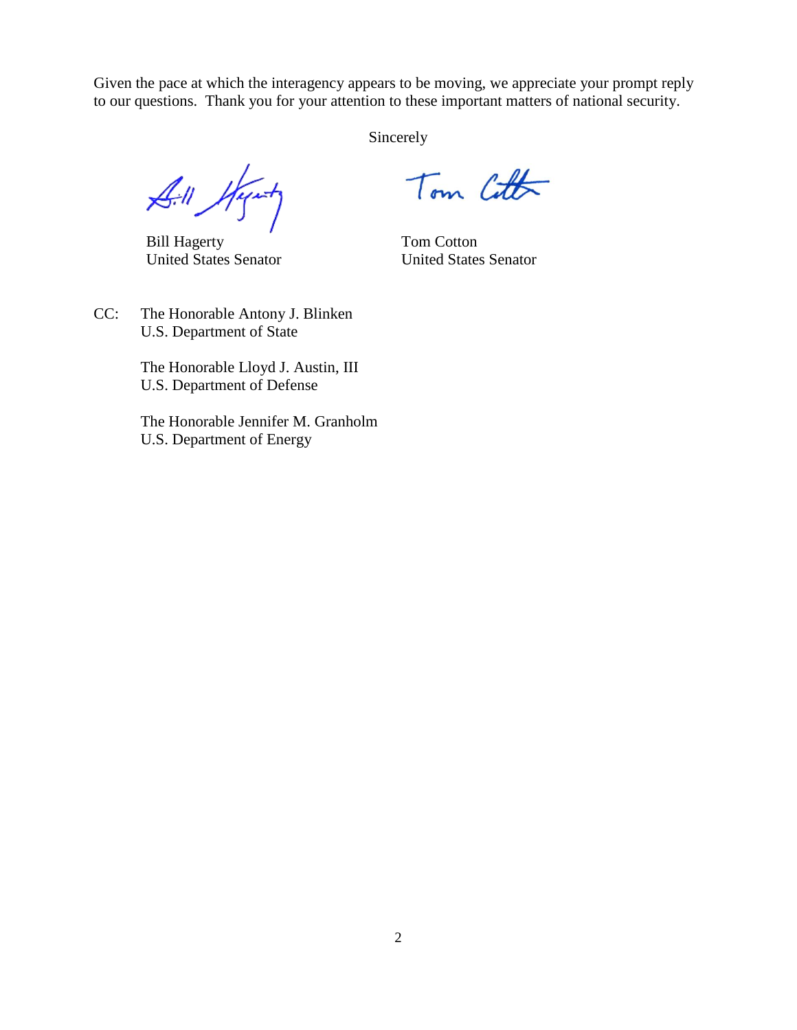Given the pace at which the interagency appears to be moving, we appreciate your prompt reply to our questions. Thank you for your attention to these important matters of national security.

Sincerely

Bill Hagerty
United States Senator

Tom Cotton
United States Senator

CC: The Honorable Antony J. Blinken
U.S. Department of State

The Honorable Lloyd J. Austin, III
U.S. Department of Defense

The Honorable Jennifer M. Granholm
U.S. Department of Energy